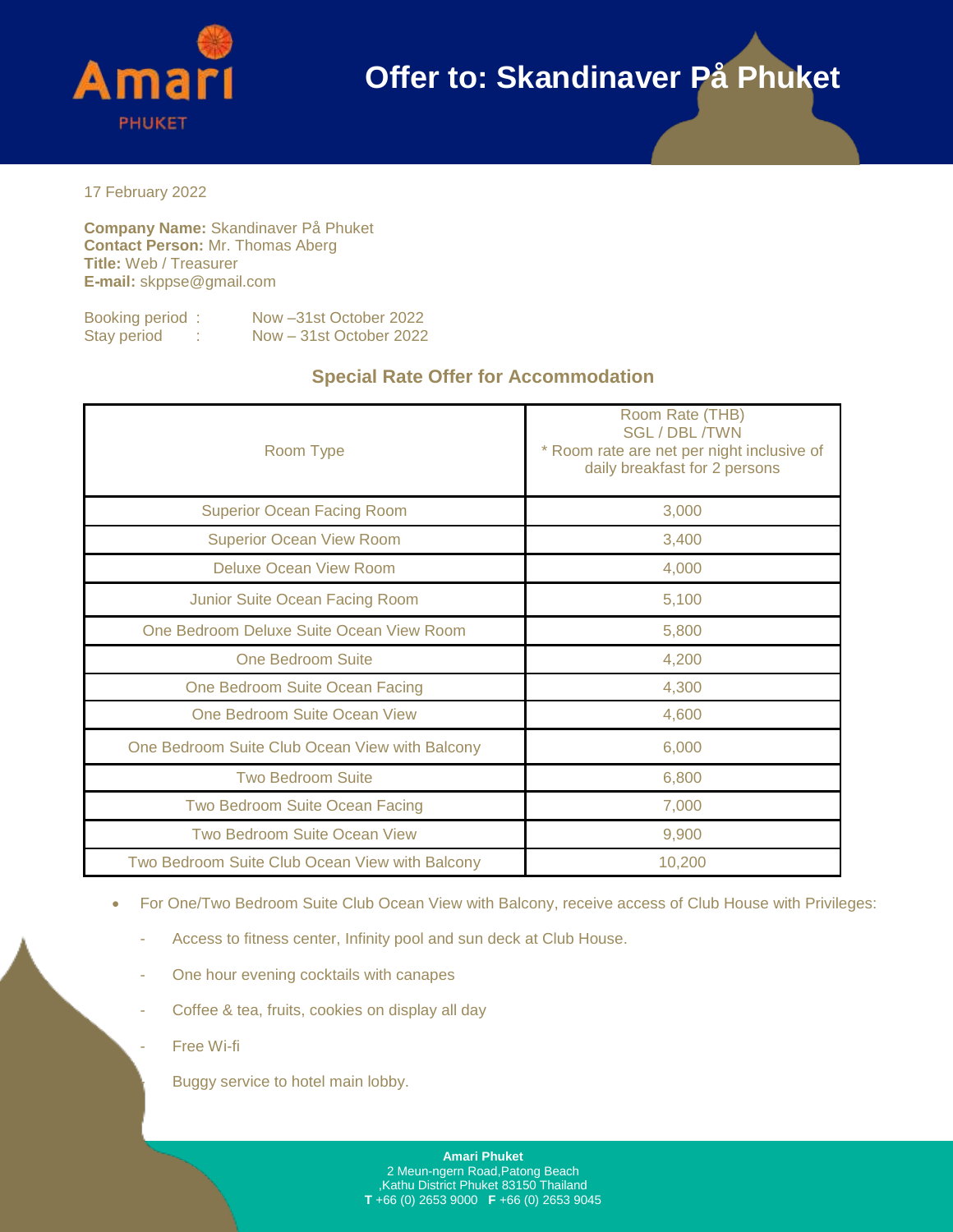Amari
PHUKET

# Offer to: Skandinaver På Phuket

17 February 2022

**Company Name:** Skandinaver På Phuket
**Contact Person:** Mr. Thomas Aberg
**Title:** Web / Treasurer
**E-mail:** skppse@gmail.com

Booking period : Now –31st October 2022
Stay period : Now – 31st October 2022

## Special Rate Offer for Accommodation

| Room Type | Room Rate (THB) SGL / DBL /TWN * Room rate are net per night inclusive of daily breakfast for 2 persons |
|---|---|
| Superior Ocean Facing Room | 3,000 |
| Superior Ocean View Room | 3,400 |
| Deluxe Ocean View Room | 4,000 |
| Junior Suite Ocean Facing Room | 5,100 |
| One Bedroom Deluxe Suite Ocean View Room | 5,800 |
| One Bedroom Suite | 4,200 |
| One Bedroom Suite Ocean Facing | 4,300 |
| One Bedroom Suite Ocean View | 4,600 |
| One Bedroom Suite Club Ocean View with Balcony | 6,000 |
| Two Bedroom Suite | 6,800 |
| Two Bedroom Suite Ocean Facing | 7,000 |
| Two Bedroom Suite Ocean View | 9,900 |
| Two Bedroom Suite Club Ocean View with Balcony | 10,200 |

- For One/Two Bedroom Suite Club Ocean View with Balcony, receive access of Club House with Privileges:
  - Access to fitness center, Infinity pool and sun deck at Club House.
  - One hour evening cocktails with canapes
  - Coffee & tea, fruits, cookies on display all day
  - Free Wi-fi
  - Buggy service to hotel main lobby.

**Amari Phuket**
2 Meun-ngern Road,Patong Beach
,Kathu District Phuket 83150 Thailand
**T** +66 (0) 2653 9000 **F** +66 (0) 2653 9045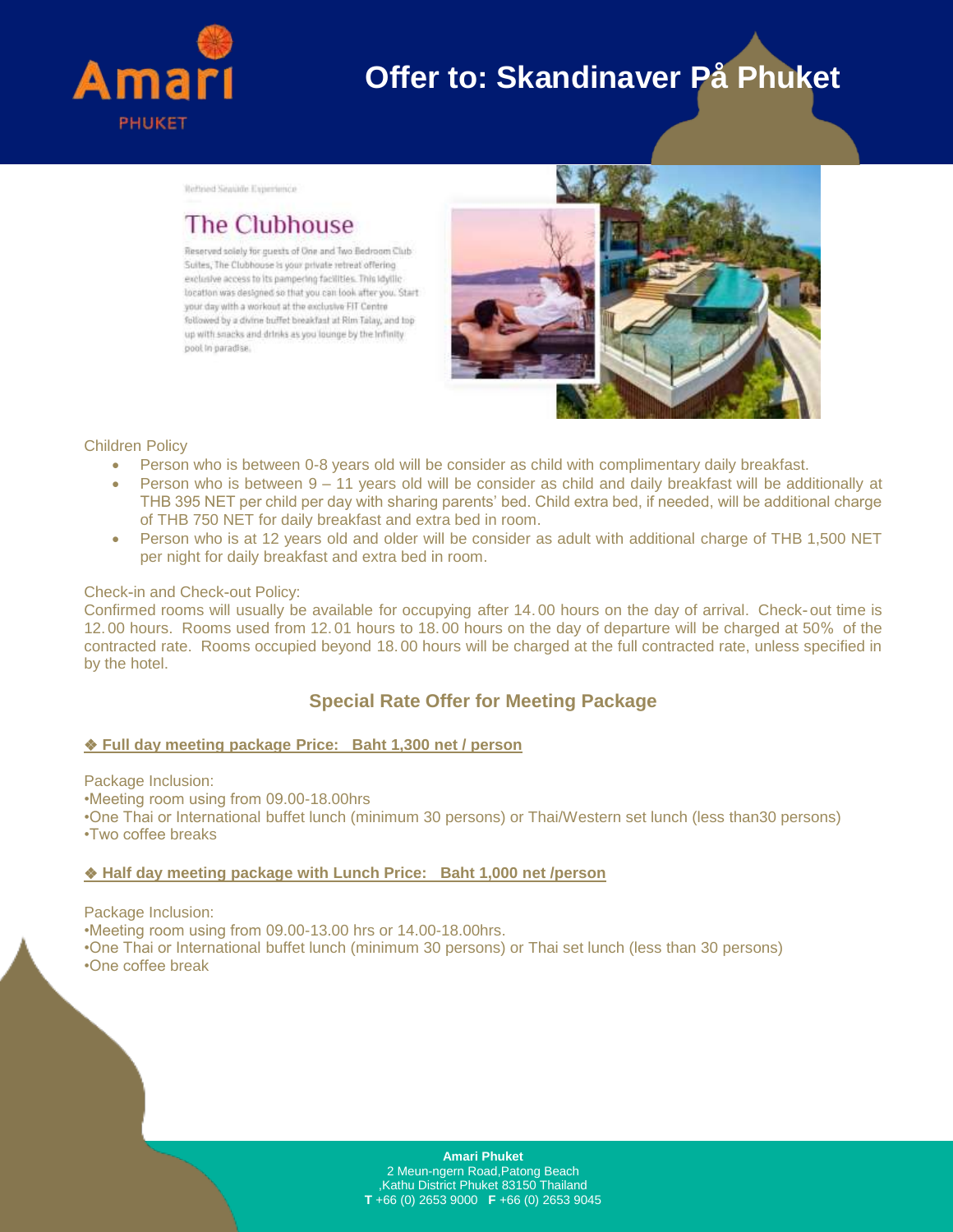# Offer to: Skandinaver På Phuket

Refined Seaside Experience

## The Clubhouse

Reserved solely for guests of One and Two Bedroom Club Suites, The Clubhouse is your private retreat offering exclusive access to its pampering facilities. This idyllic location was designed so that you can look after you. Start your day with a workout at the exclusive FIT Centre followed by a divine buffet breakfast at Rim Talay, and top up with snacks and drinks as you lounge by the infinity pool in paradise.

Children Policy

- Person who is between 0-8 years old will be consider as child with complimentary daily breakfast.
- Person who is between 9 – 11 years old will be consider as child and daily breakfast will be additionally at THB 395 NET per child per day with sharing parents' bed. Child extra bed, if needed, will be additional charge of THB 750 NET for daily breakfast and extra bed in room.
- Person who is at 12 years old and older will be consider as adult with additional charge of THB 1,500 NET per night for daily breakfast and extra bed in room.

Check-in and Check-out Policy:
Confirmed rooms will usually be available for occupying after 14.00 hours on the day of arrival. Check-out time is 12.00 hours. Rooms used from 12.01 hours to 18.00 hours on the day of departure will be charged at 50% of the contracted rate. Rooms occupied beyond 18.00 hours will be charged at the full contracted rate, unless specified in by the hotel.

## Special Rate Offer for Meeting Package

**❖ Full day meeting package Price: Baht 1,300 net / person**

Package Inclusion:
•Meeting room using from 09.00-18.00hrs
•One Thai or International buffet lunch (minimum 30 persons) or Thai/Western set lunch (less than30 persons)
•Two coffee breaks

**❖ Half day meeting package with Lunch Price: Baht 1,000 net /person**

Package Inclusion:
•Meeting room using from 09.00-13.00 hrs or 14.00-18.00hrs.
•One Thai or International buffet lunch (minimum 30 persons) or Thai set lunch (less than 30 persons)
•One coffee break

**Amari Phuket**
2 Meun-ngern Road,Patong Beach
,Kathu District Phuket 83150 Thailand
**T** +66 (0) 2653 9000 **F** +66 (0) 2653 9045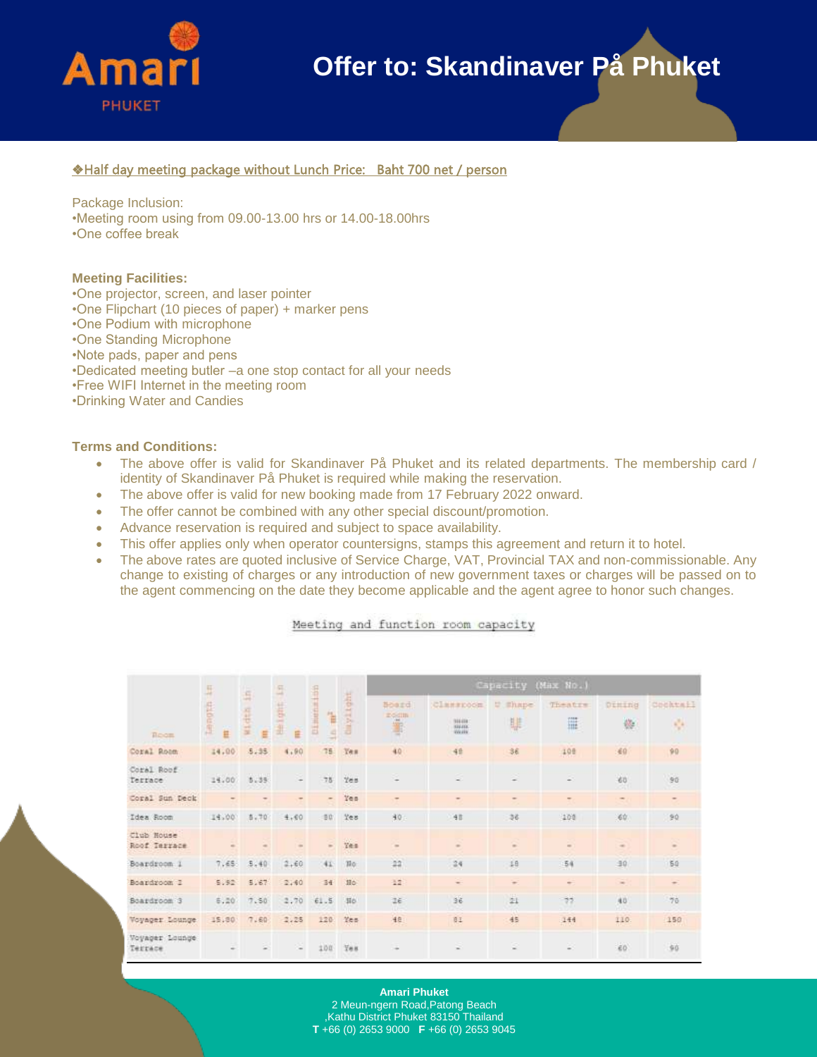# Offer to: Skandinaver På Phuket

**❖Half day meeting package without Lunch Price: Baht 700 net / person**

Package Inclusion:
- Meeting room using from 09.00-13.00 hrs or 14.00-18.00hrs
- One coffee break

**Meeting Facilities:**
- One projector, screen, and laser pointer
- One Flipchart (10 pieces of paper) + marker pens
- One Podium with microphone
- One Standing Microphone
- Note pads, paper and pens
- Dedicated meeting butler –a one stop contact for all your needs
- Free WIFI Internet in the meeting room
- Drinking Water and Candies

**Terms and Conditions:**
- The above offer is valid for Skandinaver På Phuket and its related departments. The membership card / identity of Skandinaver På Phuket is required while making the reservation.
- The above offer is valid for new booking made from 17 February 2022 onward.
- The offer cannot be combined with any other special discount/promotion.
- Advance reservation is required and subject to space availability.
- This offer applies only when operator countersigns, stamps this agreement and return it to hotel.
- The above rates are quoted inclusive of Service Charge, VAT, Provincial TAX and non-commissionable. Any change to existing of charges or any introduction of new government taxes or charges will be passed on to the agent commencing on the date they become applicable and the agent agree to honor such changes.

Meeting and function room capacity

| Room | Length in m | Width in m | Height in m | Dimension in m² | Daylight | Capacity (Max No.) | | | | | |
|---|---|---|---|---|---|---|---|---|---|---|---|
| | | | | | | Board room | Classroom | U Shape | Theatre | Dining | Cocktail |
| Coral Room | 14.00 | 5.35 | 4.90 | 75 | Yes | 40 | 48 | 36 | 108 | 60 | 90 |
| Coral Roof Terrace | 14.00 | 5.35 | - | 75 | Yes | - | - | - | - | 60 | 90 |
| Coral Sun Deck | - | - | - | - | Yes | - | - | - | - | - | - |
| Idea Room | 14.00 | 5.70 | 4.60 | 80 | Yes | 40 | 48 | 36 | 108 | 60 | 90 |
| Club House Roof Terrace | - | - | - | - | Yes | - | - | - | - | - | - |
| Boardroom 1 | 7.65 | 5.40 | 2.60 | 41 | No | 22 | 24 | 18 | 54 | 30 | 50 |
| Boardroom 2 | 5.92 | 5.67 | 2.40 | 34 | No | 12 | - | - | - | - | - |
| Boardroom 3 | 8.20 | 7.50 | 2.70 | 61.5 | No | 26 | 36 | 21 | 77 | 40 | 70 |
| Voyager Lounge | 15.80 | 7.60 | 2.25 | 120 | Yes | 48 | 81 | 45 | 144 | 110 | 150 |
| Voyager Lounge Terrace | - | - | - | 100 | Yes | - | - | - | - | 60 | 90 |

**Amari Phuket**
2 Meun-ngern Road,Patong Beach
,Kathu District Phuket 83150 Thailand
**T** +66 (0) 2653 9000 **F** +66 (0) 2653 9045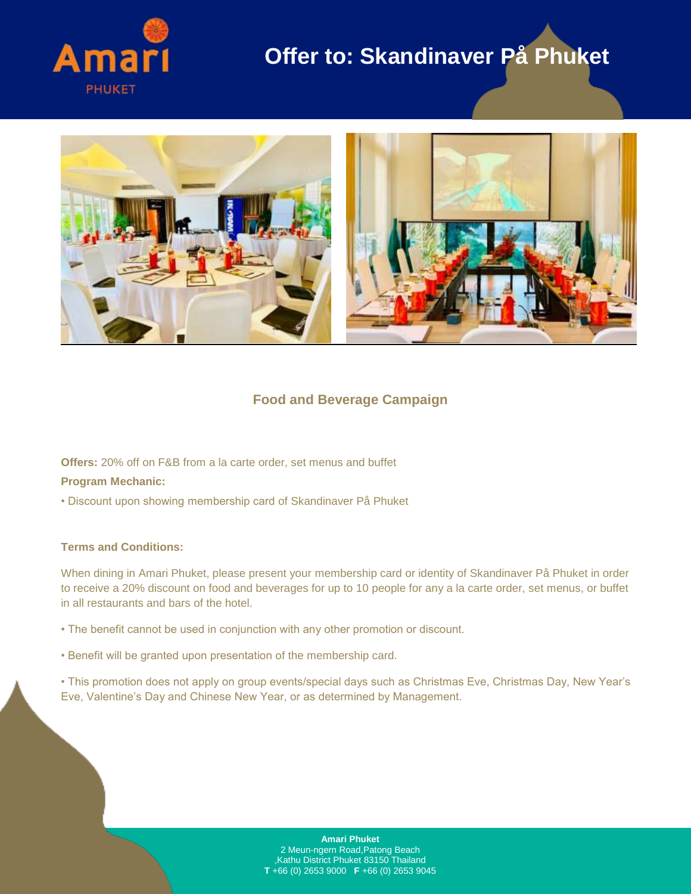# Offer to: Skandinaver På Phuket

## Food and Beverage Campaign

**Offers:** 20% off on F&B from a la carte order, set menus and buffet

**Program Mechanic:**

• Discount upon showing membership card of Skandinaver På Phuket

**Terms and Conditions:**

When dining in Amari Phuket, please present your membership card or identity of Skandinaver På Phuket in order to receive a 20% discount on food and beverages for up to 10 people for any a la carte order, set menus, or buffet in all restaurants and bars of the hotel.

• The benefit cannot be used in conjunction with any other promotion or discount.

• Benefit will be granted upon presentation of the membership card.

• This promotion does not apply on group events/special days such as Christmas Eve, Christmas Day, New Year's Eve, Valentine's Day and Chinese New Year, or as determined by Management.

**Amari Phuket**
2 Meun-ngern Road,Patong Beach
,Kathu District Phuket 83150 Thailand
**T** +66 (0) 2653 9000 **F** +66 (0) 2653 9045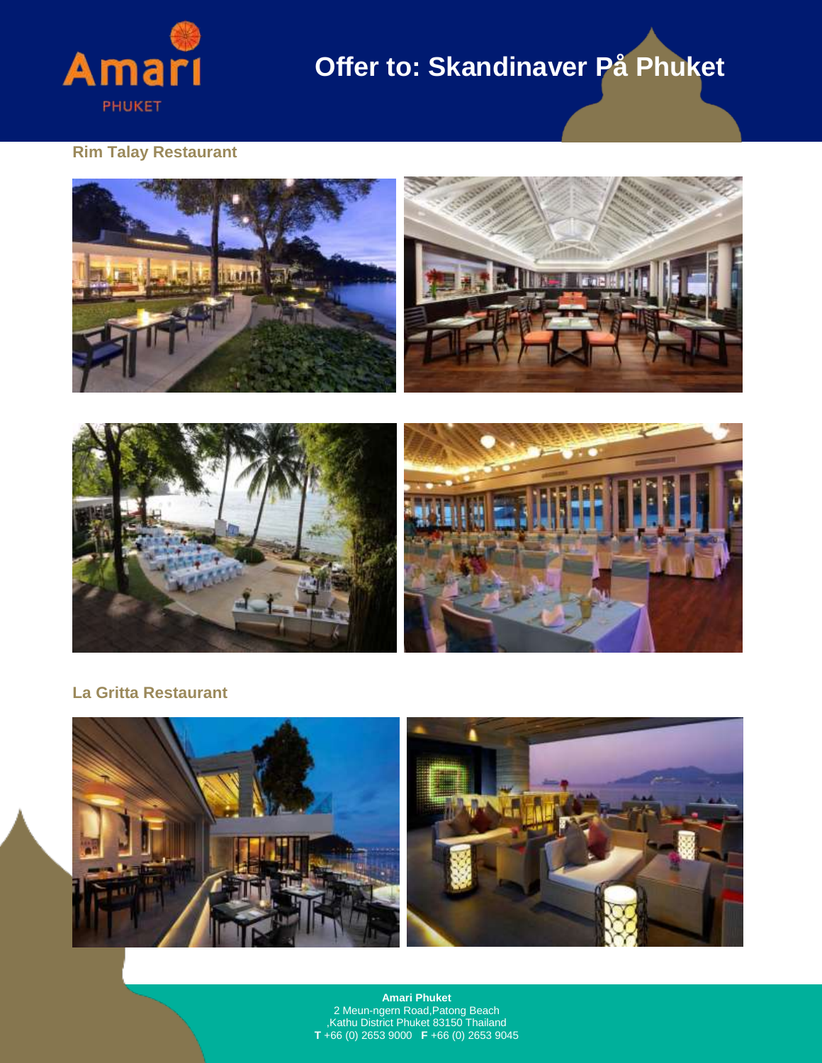## Rim Talay Restaurant

## La Gritta Restaurant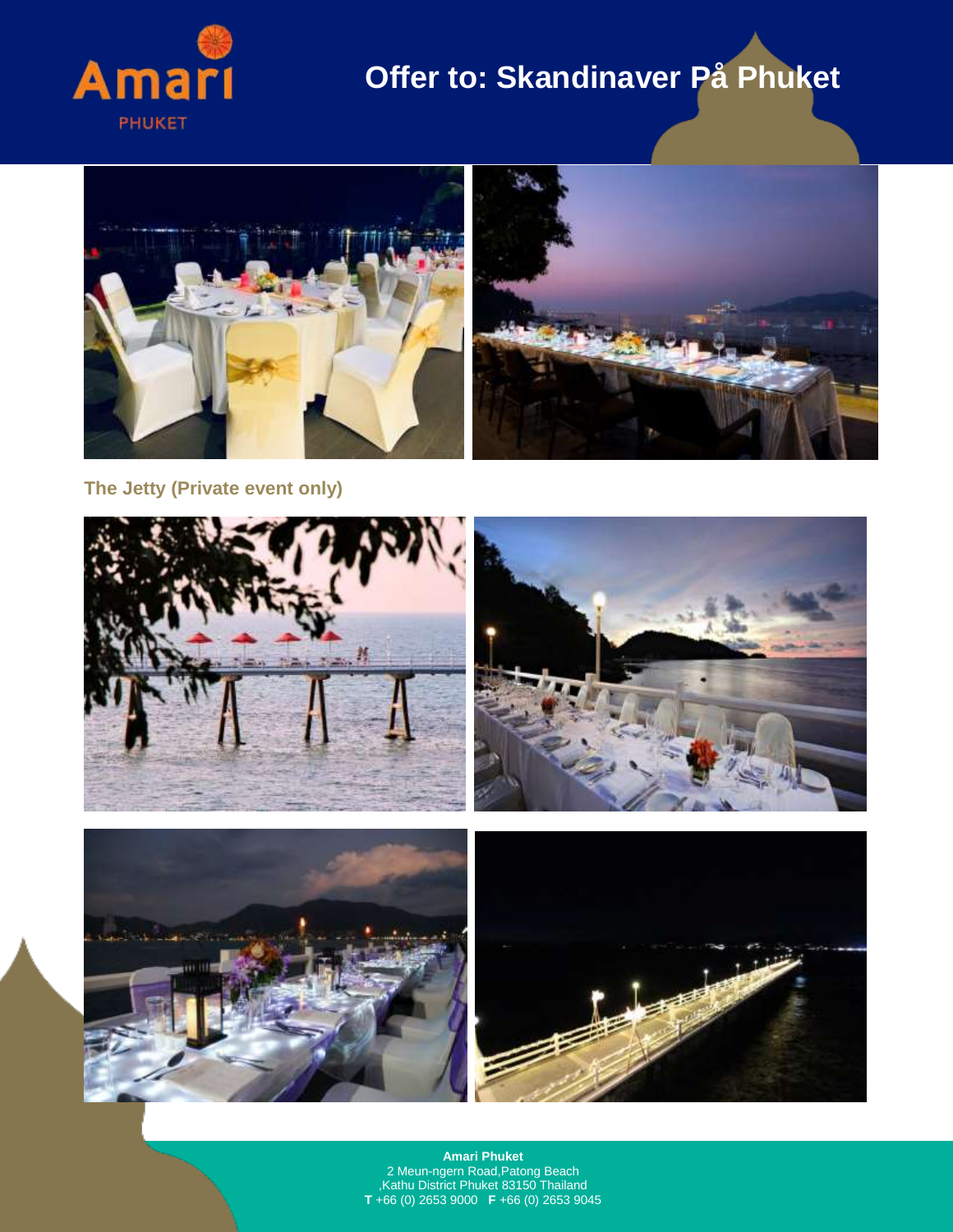# Offer to: Skandinaver På Phuket

### The Jetty (Private event only)

**Amari Phuket**
2 Meun-ngern Road,Patong Beach
,Kathu District Phuket 83150 Thailand
**T** +66 (0) 2653 9000 **F** +66 (0) 2653 9045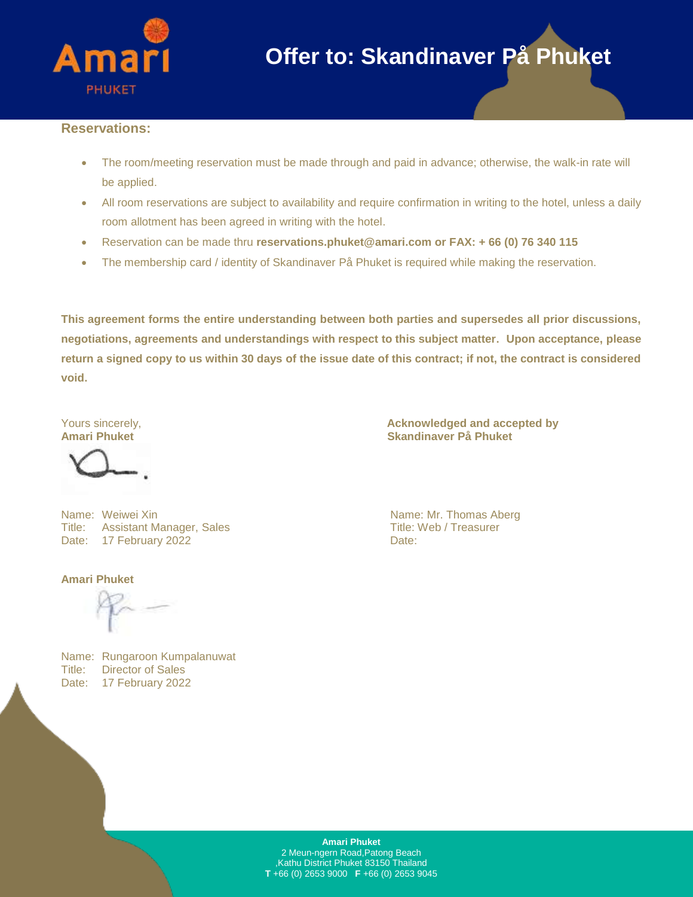# Offer to: Skandinaver På Phuket

## Reservations:

- The room/meeting reservation must be made through and paid in advance; otherwise, the walk-in rate will be applied.
- All room reservations are subject to availability and require confirmation in writing to the hotel, unless a daily room allotment has been agreed in writing with the hotel.
- Reservation can be made thru **reservations.phuket@amari.com or FAX: + 66 (0) 76 340 115**
- The membership card / identity of Skandinaver På Phuket is required while making the reservation.

**This agreement forms the entire understanding between both parties and supersedes all prior discussions, negotiations, agreements and understandings with respect to this subject matter. Upon acceptance, please return a signed copy to us within 30 days of the issue date of this contract; if not, the contract is considered void.**

Yours sincerely,
**Amari Phuket**

Name: Weiwei Xin
Title: Assistant Manager, Sales
Date: 17 February 2022

**Acknowledged and accepted by**
**Skandinaver På Phuket**

Name: Mr. Thomas Aberg
Title: Web / Treasurer
Date:

**Amari Phuket**

Name: Rungaroon Kumpalanuwat
Title: Director of Sales
Date: 17 February 2022

**Amari Phuket**
2 Meun-ngern Road,Patong Beach
,Kathu District Phuket 83150 Thailand
**T** +66 (0) 2653 9000 **F** +66 (0) 2653 9045